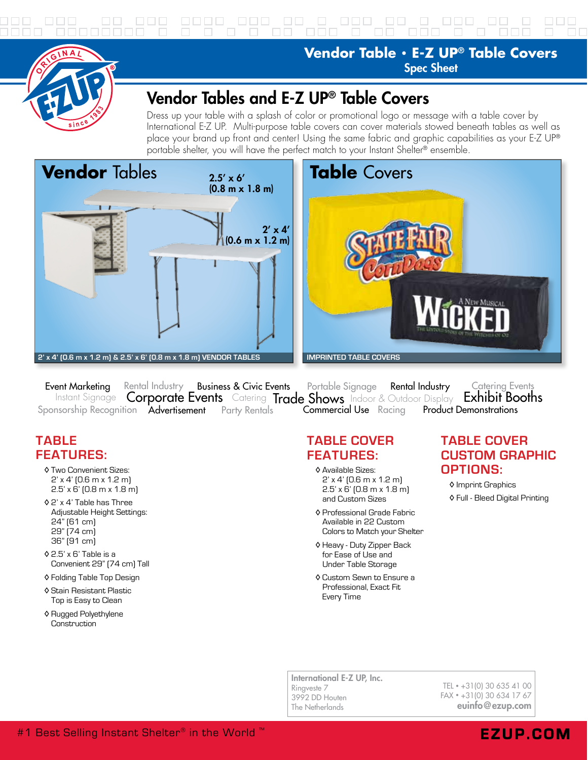# Vendor Table • E-Z UP® Table Covers

Spec Sheet

## Vendor Tables and E-Z UP® Table Covers

Dress up your table with a splash of color or promotional logo or message with a table cover by International E-Z UP. Multi-purpose table covers can cover materials stowed beneath tables as well as place your brand up front and center! Using the same fabric and graphic capabilities as your E-Z UP® portable shelter, you will have the perfect match to your Instant Shelter® ensemble.

**Vendor** Tables

2.5' x 6' (0.8 m x 1.8 m)

2' x 4' (0.6 m x 1.2 m)

2' x 4' (0.6 m x 1.2 m) & 2.5' x 6' (0.8 m x 1.8 m) VENDOR TABLES

**Table** Covers

IMPRINTED TABLE COVERS

Event Marketing · Rental Industry · Business & Civic Events · Portable Signage · Rental Industry · Catering Events · Instant Signage · Corporate Events · Catering · Trade Shows · Indoor & Outdoor Display · Exhibit Booths · Sponsorship Recognition · Advertisement · Party Rentals · Commercial Use · Racing · Product Demonstrations

## TABLE FEATURES:

- ◊ Two Convenient Sizes:
  2' x 4' (0.6 m x 1.2 m)
  2.5' x 6' (0.8 m x 1.8 m)
- ◊ 2' x 4' Table has Three Adjustable Height Settings:
  24" (61 cm)
  29" (74 cm)
  36" (91 cm)
- ◊ 2.5' x 6' Table is a Convenient 29" (74 cm) Tall
- ◊ Folding Table Top Design
- ◊ Stain Resistant Plastic Top is Easy to Clean
- ◊ Rugged Polyethylene Construction

## TABLE COVER FEATURES:

- ◊ Available Sizes:
  2' x 4' (0.6 m x 1.2 m)
  2.5' x 6' (0.8 m x 1.8 m)
  and Custom Sizes
- ◊ Professional Grade Fabric Available in 22 Custom Colors to Match your Shelter
- ◊ Heavy - Duty Zipper Back for Ease of Use and Under Table Storage
- ◊ Custom Sewn to Ensure a Professional, Exact Fit Every Time

## TABLE COVER CUSTOM GRAPHIC OPTIONS:

- ◊ Imprint Graphics
- ◊ Full - Bleed Digital Printing

**International E-Z UP, Inc.**
Ringveste 7
3992 DD Houten
The Netherlands

TEL • +31(0) 30 635 41 00
FAX • +31(0) 30 634 17 67
**euinfo@ezup.com**

#1 Best Selling Instant Shelter® in the World ™

**EZUP.COM**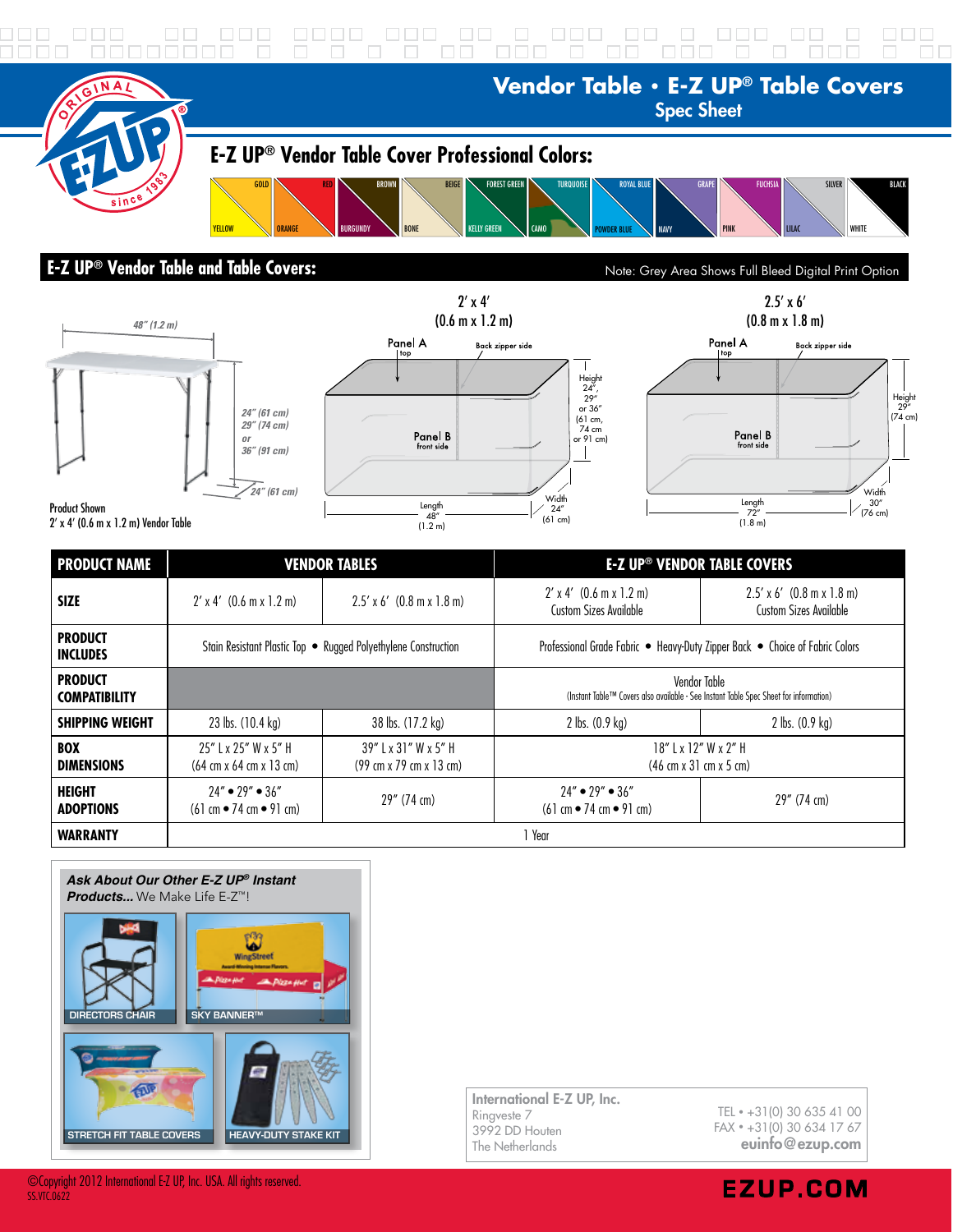# Vendor Table • E-Z UP® Table Covers

Spec Sheet

## E-Z UP® Vendor Table Cover Professional Colors:

GOLD / YELLOW, ORANGE, RED / BURGUNDY, BROWN / BONE, BEIGE / KELLY GREEN, FOREST GREEN / CAMO, TURQUOISE / POWDER BLUE, ROYAL BLUE / NAVY, GRAPE / PINK, FUCHSIA / LILAC, SILVER / WHITE, BLACK

## E-Z UP® Vendor Table and Table Covers:

Note: Grey Area Shows Full Bleed Digital Print Option

48" (1.2 m)

24" (61 cm)
29" (74 cm)
or
36" (91 cm)

24" (61 cm)

Product Shown
2' x 4' (0.6 m x 1.2 m) Vendor Table

2' x 4'
(0.6 m x 1.2 m)

Panel A
top
Back zipper side
Panel B
front side
Height
24",
29"
or 36"
(61 cm,
74 cm
or 91 cm)
Length
48"
(1.2 m)
Width
24"
(61 cm)

2.5' x 6'
(0.8 m x 1.8 m)

Panel A
top
Back zipper side
Panel B
front side
Height
29"
(74 cm)
Length
72"
(1.8 m)
Width
30"
(76 cm)

| PRODUCT NAME | VENDOR TABLES | | E-Z UP® VENDOR TABLE COVERS | |
|---|---|---|---|---|
| SIZE | 2' x 4' (0.6 m x 1.2 m) | 2.5' x 6' (0.8 m x 1.8 m) | 2' x 4' (0.6 m x 1.2 m) Custom Sizes Available | 2.5' x 6' (0.8 m x 1.8 m) Custom Sizes Available |
| PRODUCT INCLUDES | Stain Resistant Plastic Top • Rugged Polyethylene Construction | | Professional Grade Fabric • Heavy-Duty Zipper Back • Choice of Fabric Colors | |
| PRODUCT COMPATIBILITY | | | Vendor Table (Instant Table™ Covers also available - See Instant Table Spec Sheet for information) | |
| SHIPPING WEIGHT | 23 lbs. (10.4 kg) | 38 lbs. (17.2 kg) | 2 lbs. (0.9 kg) | 2 lbs. (0.9 kg) |
| BOX DIMENSIONS | 25" L x 25" W x 5" H (64 cm x 64 cm x 13 cm) | 39" L x 31" W x 5" H (99 cm x 79 cm x 13 cm) | 18" L x 12" W x 2" H (46 cm x 31 cm x 5 cm) | |
| HEIGHT ADOPTIONS | 24" • 29" • 36" (61 cm • 74 cm • 91 cm) | 29" (74 cm) | 24" • 29" • 36" (61 cm • 74 cm • 91 cm) | 29" (74 cm) |
| WARRANTY | 1 Year | | | |

***Ask About Our Other E-Z UP® Instant Products...*** We Make Life E-Z™!

DIRECTORS CHAIR

SKY BANNER™

STRETCH FIT TABLE COVERS

HEAVY-DUTY STAKE KIT

**International E-Z UP, Inc.**
Ringveste 7
3992 DD Houten
The Netherlands

TEL • +31(0) 30 635 41 00
FAX • +31(0) 30 634 17 67
**euinfo@ezup.com**

©Copyright 2012 International E-Z UP, Inc. USA. All rights reserved.
SS.VTC.0622

**EZUP.COM**